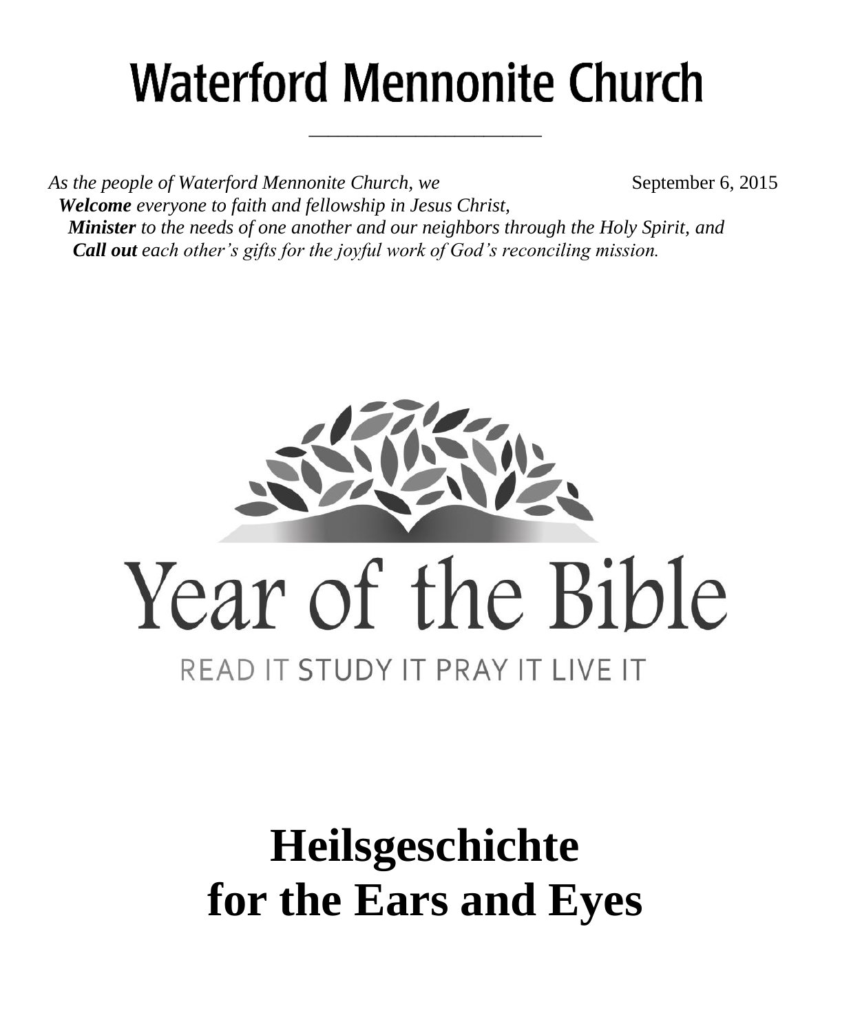# Waterford Mennonite Church

*As the people of Waterford Mennonite Church, we* September 6, 2015

***Welcome*** *everyone to faith and fellowship in Jesus Christ,*

***Minister*** *to the needs of one another and our neighbors through the Holy Spirit, and*

***Call out*** *each other's gifts for the joyful work of God's reconciling mission.*

Year of the Bible

READ IT STUDY IT PRAY IT LIVE IT

# Heilsgeschichte for the Ears and Eyes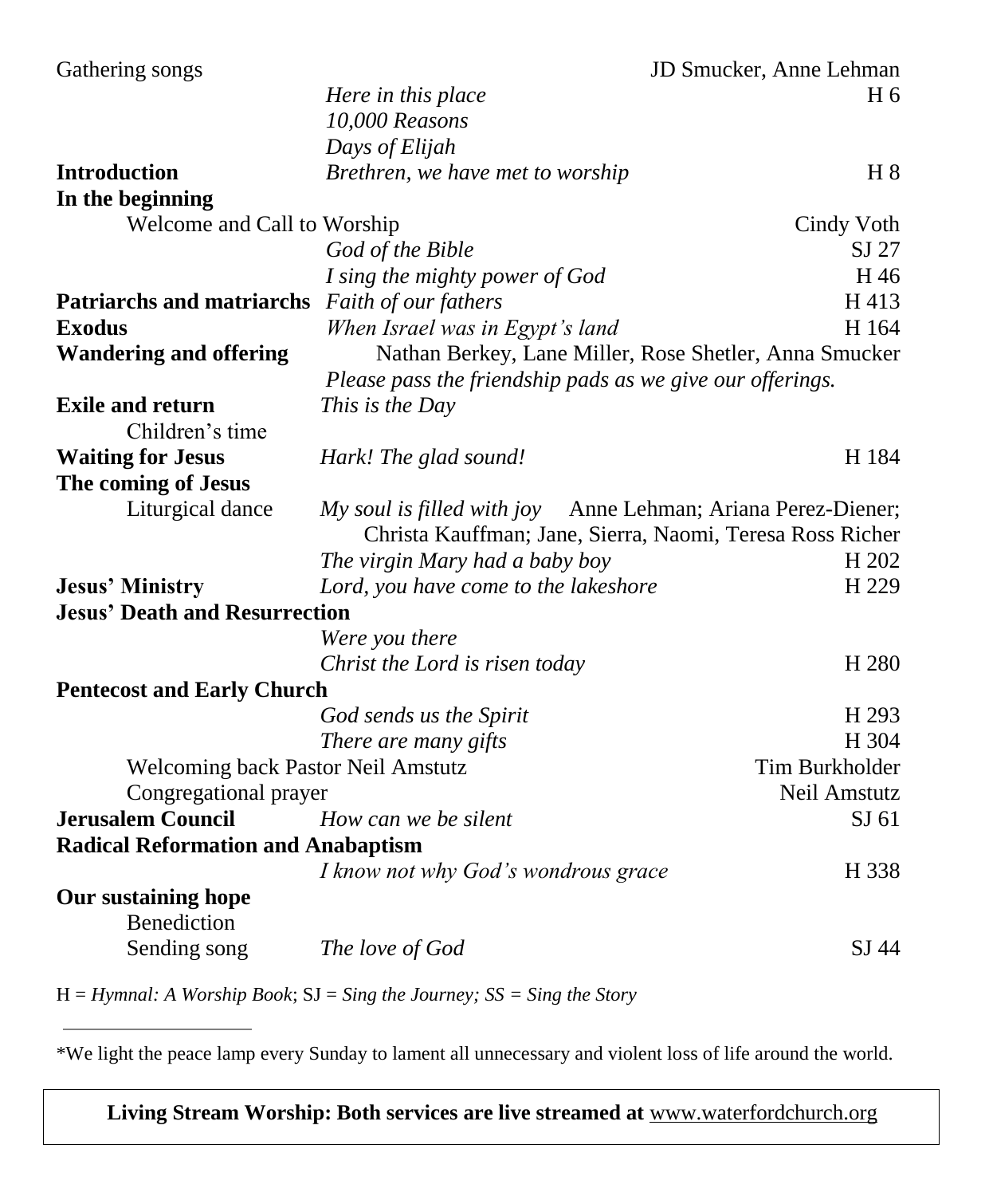| | | |
|---|---|---|
| Gathering songs | | JD Smucker, Anne Lehman |
| | *Here in this place* | H 6 |
| | *10,000 Reasons* | |
| | *Days of Elijah* | |
| **Introduction** | *Brethren, we have met to worship* | H 8 |
| **In the beginning** | | |
| Welcome and Call to Worship | | Cindy Voth |
| | *God of the Bible* | SJ 27 |
| | *I sing the mighty power of God* | H 46 |
| **Patriarchs and matriarchs** | *Faith of our fathers* | H 413 |
| **Exodus** | *When Israel was in Egypt's land* | H 164 |
| **Wandering and offering** | Nathan Berkey, Lane Miller, Rose Shetler, Anna Smucker | |
| | *Please pass the friendship pads as we give our offerings.* | |
| **Exile and return** | *This is the Day* | |
| Children's time | | |
| **Waiting for Jesus** | *Hark! The glad sound!* | H 184 |
| **The coming of Jesus** | | |
| Liturgical dance | *My soul is filled with joy* Anne Lehman; Ariana Perez-Diener; Christa Kauffman; Jane, Sierra, Naomi, Teresa Ross Richer | |
| | *The virgin Mary had a baby boy* | H 202 |
| **Jesus' Ministry** | *Lord, you have come to the lakeshore* | H 229 |
| **Jesus' Death and Resurrection** | | |
| | *Were you there* | |
| | *Christ the Lord is risen today* | H 280 |
| **Pentecost and Early Church** | | |
| | *God sends us the Spirit* | H 293 |
| | *There are many gifts* | H 304 |
| Welcoming back Pastor Neil Amstutz | | Tim Burkholder |
| Congregational prayer | | Neil Amstutz |
| **Jerusalem Council** | *How can we be silent* | SJ 61 |
| **Radical Reformation and Anabaptism** | | |
| | *I know not why God's wondrous grace* | H 338 |
| **Our sustaining hope** | | |
| Benediction | | |
| Sending song | *The love of God* | SJ 44 |

H = *Hymnal: A Worship Book*; SJ = *Sing the Journey; SS = Sing the Story*

---

*We light the peace lamp every Sunday to lament all unnecessary and violent loss of life around the world.

**Living Stream Worship: Both services are live streamed at** www.waterfordchurch.org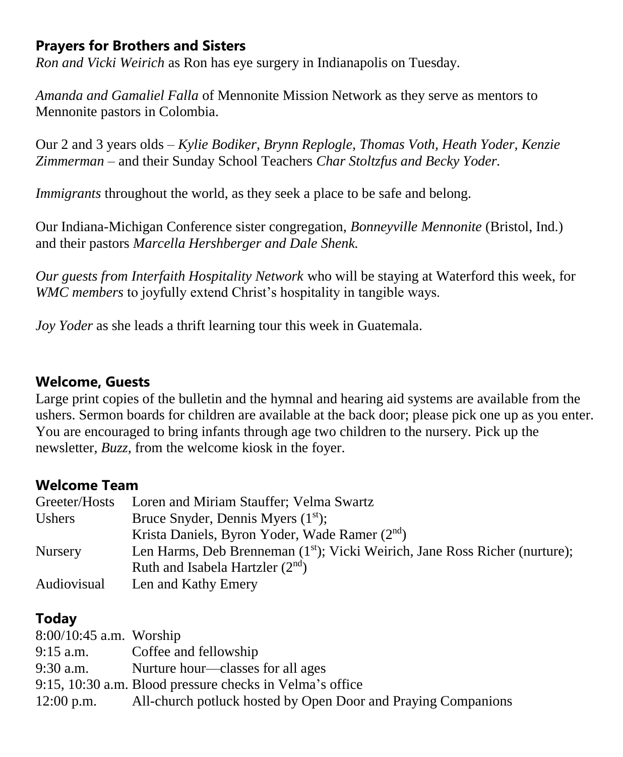## Prayers for Brothers and Sisters

*Ron and Vicki Weirich* as Ron has eye surgery in Indianapolis on Tuesday.

*Amanda and Gamaliel Falla* of Mennonite Mission Network as they serve as mentors to Mennonite pastors in Colombia.

Our 2 and 3 years olds – *Kylie Bodiker, Brynn Replogle, Thomas Voth, Heath Yoder, Kenzie Zimmerman* – and their Sunday School Teachers *Char Stoltzfus and Becky Yoder.*

*Immigrants* throughout the world, as they seek a place to be safe and belong.

Our Indiana-Michigan Conference sister congregation, *Bonneyville Mennonite* (Bristol, Ind.) and their pastors *Marcella Hershberger and Dale Shenk.*

*Our guests from Interfaith Hospitality Network* who will be staying at Waterford this week, for *WMC members* to joyfully extend Christ's hospitality in tangible ways.

*Joy Yoder* as she leads a thrift learning tour this week in Guatemala.

## Welcome, Guests

Large print copies of the bulletin and the hymnal and hearing aid systems are available from the ushers. Sermon boards for children are available at the back door; please pick one up as you enter. You are encouraged to bring infants through age two children to the nursery. Pick up the newsletter, *Buzz,* from the welcome kiosk in the foyer.

## Welcome Team

| | |
|---|---|
| Greeter/Hosts | Loren and Miriam Stauffer; Velma Swartz |
| Ushers | Bruce Snyder, Dennis Myers (1st); Krista Daniels, Byron Yoder, Wade Ramer (2nd) |
| Nursery | Len Harms, Deb Brenneman (1st); Vicki Weirich, Jane Ross Richer (nurture); Ruth and Isabela Hartzler (2nd) |
| Audiovisual | Len and Kathy Emery |

## Today

| | |
|---|---|
| 8:00/10:45 a.m. | Worship |
| 9:15 a.m. | Coffee and fellowship |
| 9:30 a.m. | Nurture hour—classes for all ages |
| 9:15, 10:30 a.m. | Blood pressure checks in Velma's office |
| 12:00 p.m. | All-church potluck hosted by Open Door and Praying Companions |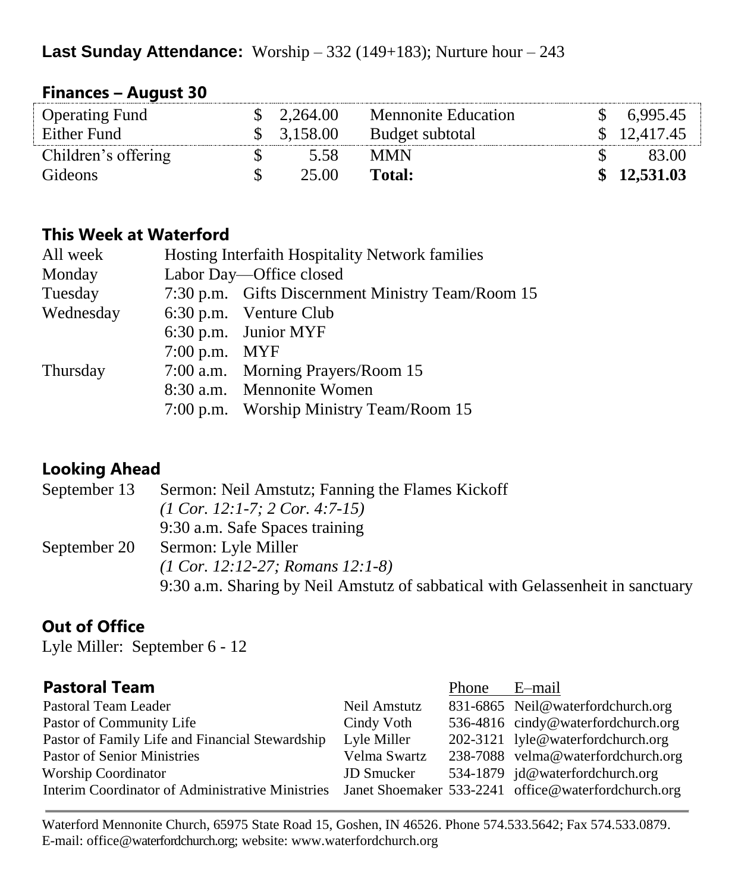**Last Sunday Attendance:** Worship – 332 (149+183); Nurture hour – 243

## Finances – August 30

| | | | |
|---|---|---|---|
| Operating Fund | $ 2,264.00 | Mennonite Education | $ 6,995.45 |
| Either Fund | $ 3,158.00 | Budget subtotal | $ 12,417.45 |
| Children's offering | $ 5.58 | MMN | $ 83.00 |
| Gideons | $ 25.00 | **Total:** | **$ 12,531.03** |

## This Week at Waterford

| | | |
|---|---|---|
| All week | Hosting Interfaith Hospitality Network families | |
| Monday | Labor Day—Office closed | |
| Tuesday | 7:30 p.m. | Gifts Discernment Ministry Team/Room 15 |
| Wednesday | 6:30 p.m. | Venture Club |
| | 6:30 p.m. | Junior MYF |
| | 7:00 p.m. | MYF |
| Thursday | 7:00 a.m. | Morning Prayers/Room 15 |
| | 8:30 a.m. | Mennonite Women |
| | 7:00 p.m. | Worship Ministry Team/Room 15 |

## Looking Ahead

September 13 — Sermon: Neil Amstutz; Fanning the Flames Kickoff
*(1 Cor. 12:1-7; 2 Cor. 4:7-15)*
9:30 a.m. Safe Spaces training

September 20 — Sermon: Lyle Miller
*(1 Cor. 12:12-27; Romans 12:1-8)*
9:30 a.m. Sharing by Neil Amstutz of sabbatical with Gelassenheit in sanctuary

## Out of Office

Lyle Miller: September 6 - 12

## Pastoral Team

| | | Phone | E–mail |
|---|---|---|---|
| Pastoral Team Leader | Neil Amstutz | 831-6865 | Neil@waterfordchurch.org |
| Pastor of Community Life | Cindy Voth | 536-4816 | cindy@waterfordchurch.org |
| Pastor of Family Life and Financial Stewardship | Lyle Miller | 202-3121 | lyle@waterfordchurch.org |
| Pastor of Senior Ministries | Velma Swartz | 238-7088 | velma@waterfordchurch.org |
| Worship Coordinator | JD Smucker | 534-1879 | jd@waterfordchurch.org |
| Interim Coordinator of Administrative Ministries | Janet Shoemaker | 533-2241 | office@waterfordchurch.org |

Waterford Mennonite Church, 65975 State Road 15, Goshen, IN 46526. Phone 574.533.5642; Fax 574.533.0879. E-mail: office@waterfordchurch.org; website: www.waterfordchurch.org